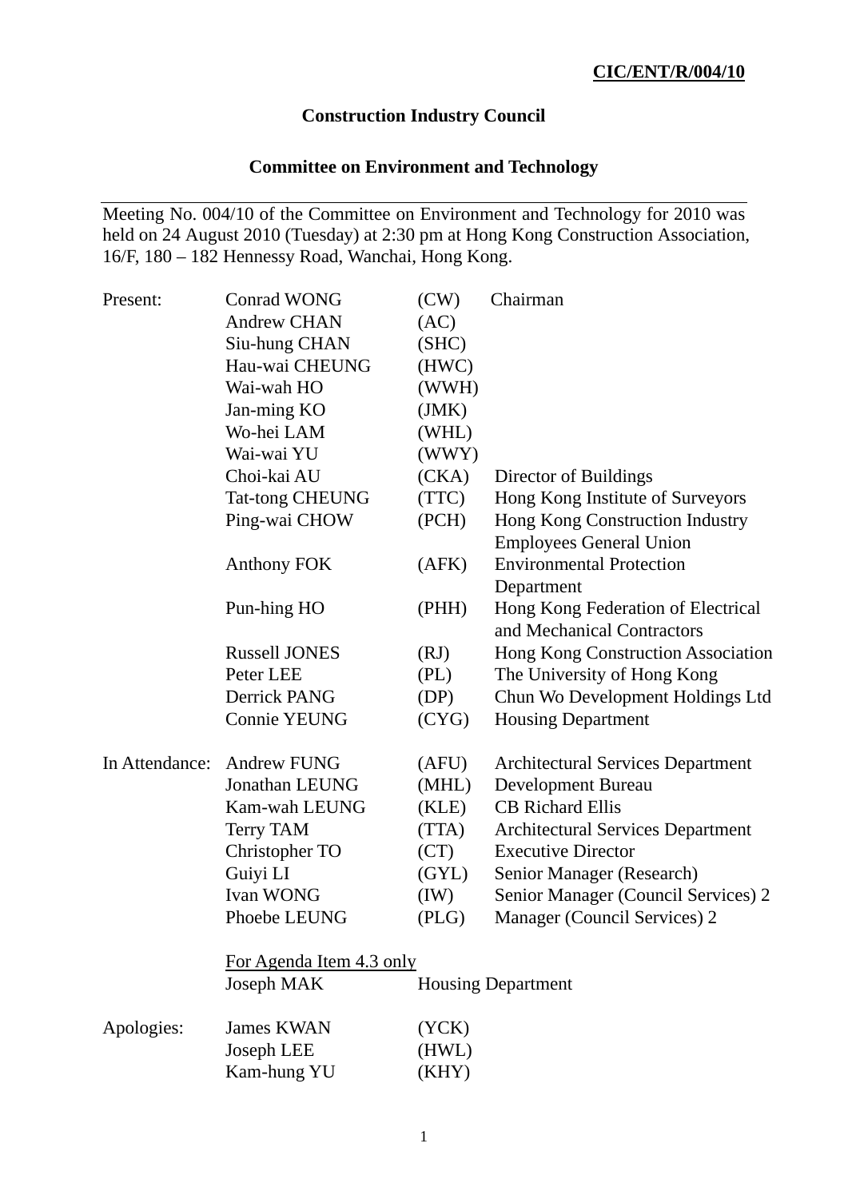**CIC/ENT/R/004/10**

# Construction Industry Council

## Committee on Environment and Technology

Meeting No. 004/10 of the Committee on Environment and Technology for 2010 was held on 24 August 2010 (Tuesday) at 2:30 pm at Hong Kong Construction Association, 16/F, 180 – 182 Hennessy Road, Wanchai, Hong Kong.

| | | | |
|---|---|---|---|
| Present: | Conrad WONG | (CW) | Chairman |
| | Andrew CHAN | (AC) | |
| | Siu-hung CHAN | (SHC) | |
| | Hau-wai CHEUNG | (HWC) | |
| | Wai-wah HO | (WWH) | |
| | Jan-ming KO | (JMK) | |
| | Wo-hei LAM | (WHL) | |
| | Wai-wai YU | (WWY) | |
| | Choi-kai AU | (CKA) | Director of Buildings |
| | Tat-tong CHEUNG | (TTC) | Hong Kong Institute of Surveyors |
| | Ping-wai CHOW | (PCH) | Hong Kong Construction Industry Employees General Union |
| | Anthony FOK | (AFK) | Environmental Protection Department |
| | Pun-hing HO | (PHH) | Hong Kong Federation of Electrical and Mechanical Contractors |
| | Russell JONES | (RJ) | Hong Kong Construction Association |
| | Peter LEE | (PL) | The University of Hong Kong |
| | Derrick PANG | (DP) | Chun Wo Development Holdings Ltd |
| | Connie YEUNG | (CYG) | Housing Department |
| In Attendance: | Andrew FUNG | (AFU) | Architectural Services Department |
| | Jonathan LEUNG | (MHL) | Development Bureau |
| | Kam-wah LEUNG | (KLE) | CB Richard Ellis |
| | Terry TAM | (TTA) | Architectural Services Department |
| | Christopher TO | (CT) | Executive Director |
| | Guiyi LI | (GYL) | Senior Manager (Research) |
| | Ivan WONG | (IW) | Senior Manager (Council Services) 2 |
| | Phoebe LEUNG | (PLG) | Manager (Council Services) 2 |
| | <u>For Agenda Item 4.3 only</u> | | |
| | Joseph MAK | Housing Department | |
| Apologies: | James KWAN | (YCK) | |
| | Joseph LEE | (HWL) | |
| | Kam-hung YU | (KHY) | |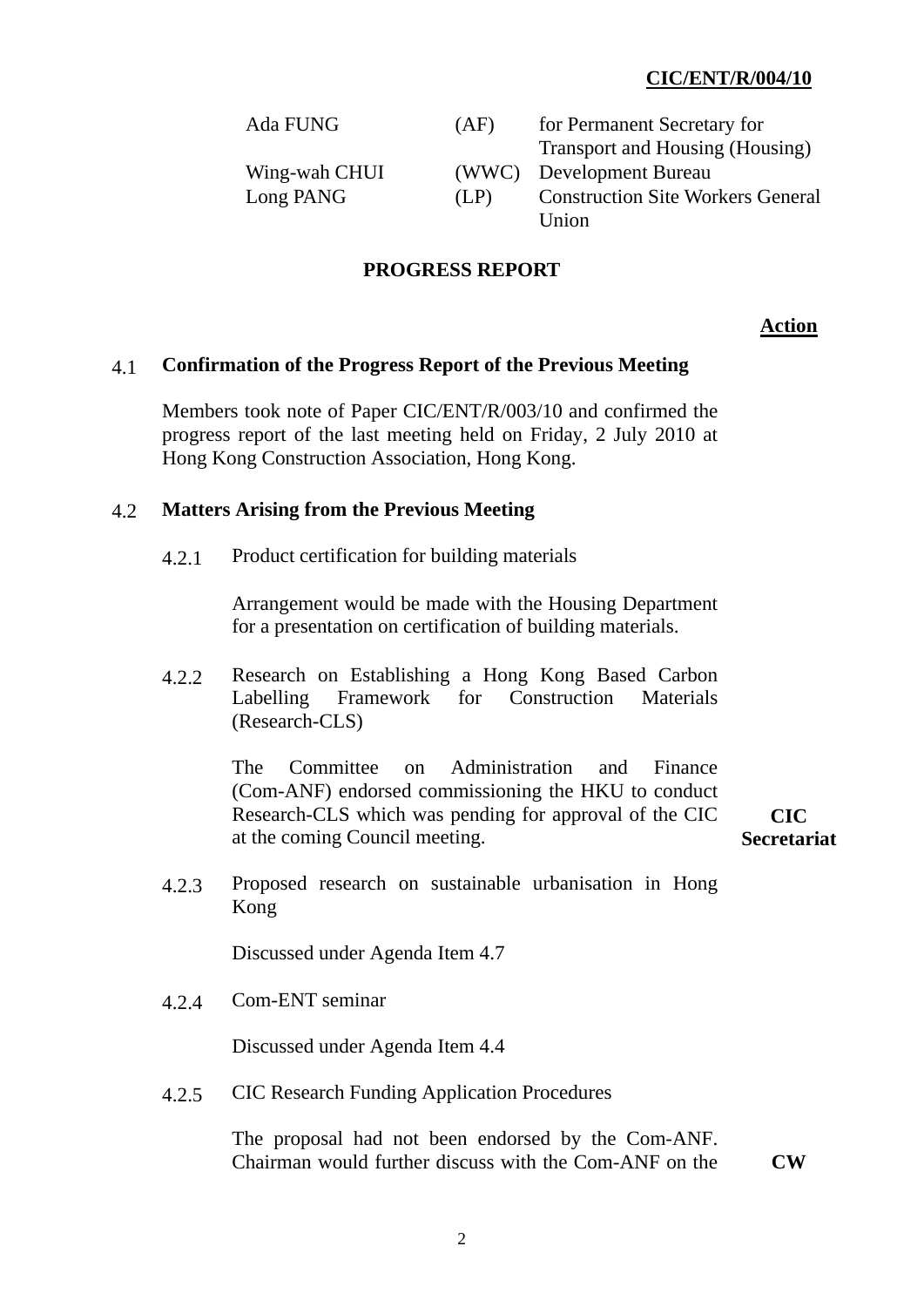| | | |
|---|---|---|
| Ada FUNG | (AF) | for Permanent Secretary for Transport and Housing (Housing) |
| Wing-wah CHUI | (WWC) | Development Bureau |
| Long PANG | (LP) | Construction Site Workers General Union |

## PROGRESS REPORT

**Action**

**4.1 Confirmation of the Progress Report of the Previous Meeting**

Members took note of Paper CIC/ENT/R/003/10 and confirmed the progress report of the last meeting held on Friday, 2 July 2010 at Hong Kong Construction Association, Hong Kong.

**4.2 Matters Arising from the Previous Meeting**

4.2.1 Product certification for building materials

Arrangement would be made with the Housing Department for a presentation on certification of building materials.

4.2.2 Research on Establishing a Hong Kong Based Carbon Labelling Framework for Construction Materials (Research-CLS)

The Committee on Administration and Finance (Com-ANF) endorsed commissioning the HKU to conduct Research-CLS which was pending for approval of the CIC at the coming Council meeting. — **CIC Secretariat**

4.2.3 Proposed research on sustainable urbanisation in Hong Kong

Discussed under Agenda Item 4.7

4.2.4 Com-ENT seminar

Discussed under Agenda Item 4.4

4.2.5 CIC Research Funding Application Procedures

The proposal had not been endorsed by the Com-ANF. Chairman would further discuss with the Com-ANF on the — **CW**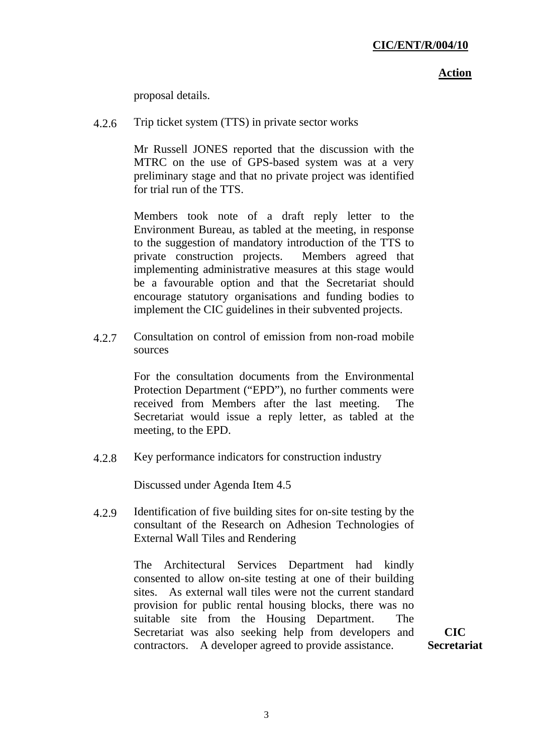**Action**

proposal details.

4.2.6 Trip ticket system (TTS) in private sector works

Mr Russell JONES reported that the discussion with the MTRC on the use of GPS-based system was at a very preliminary stage and that no private project was identified for trial run of the TTS.

Members took note of a draft reply letter to the Environment Bureau, as tabled at the meeting, in response to the suggestion of mandatory introduction of the TTS to private construction projects. Members agreed that implementing administrative measures at this stage would be a favourable option and that the Secretariat should encourage statutory organisations and funding bodies to implement the CIC guidelines in their subvented projects.

4.2.7 Consultation on control of emission from non-road mobile sources

For the consultation documents from the Environmental Protection Department ("EPD"), no further comments were received from Members after the last meeting. The Secretariat would issue a reply letter, as tabled at the meeting, to the EPD.

4.2.8 Key performance indicators for construction industry

Discussed under Agenda Item 4.5

4.2.9 Identification of five building sites for on-site testing by the consultant of the Research on Adhesion Technologies of External Wall Tiles and Rendering

The Architectural Services Department had kindly consented to allow on-site testing at one of their building sites. As external wall tiles were not the current standard provision for public rental housing blocks, there was no suitable site from the Housing Department. The Secretariat was also seeking help from developers and contractors. A developer agreed to provide assistance. **CIC Secretariat**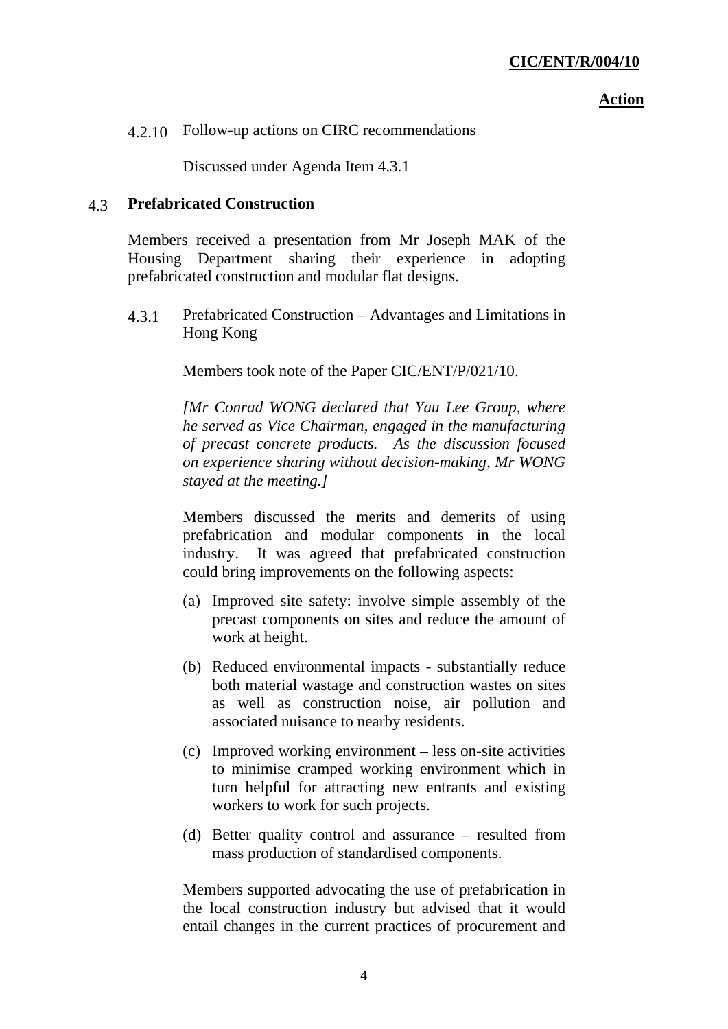**Action**

4.2.10 Follow-up actions on CIRC recommendations

Discussed under Agenda Item 4.3.1

## 4.3 Prefabricated Construction

Members received a presentation from Mr Joseph MAK of the Housing Department sharing their experience in adopting prefabricated construction and modular flat designs.

4.3.1 Prefabricated Construction – Advantages and Limitations in Hong Kong

Members took note of the Paper CIC/ENT/P/021/10.

*[Mr Conrad WONG declared that Yau Lee Group, where he served as Vice Chairman, engaged in the manufacturing of precast concrete products. As the discussion focused on experience sharing without decision-making, Mr WONG stayed at the meeting.]*

Members discussed the merits and demerits of using prefabrication and modular components in the local industry. It was agreed that prefabricated construction could bring improvements on the following aspects:

(a) Improved site safety: involve simple assembly of the precast components on sites and reduce the amount of work at height.

(b) Reduced environmental impacts - substantially reduce both material wastage and construction wastes on sites as well as construction noise, air pollution and associated nuisance to nearby residents.

(c) Improved working environment – less on-site activities to minimise cramped working environment which in turn helpful for attracting new entrants and existing workers to work for such projects.

(d) Better quality control and assurance – resulted from mass production of standardised components.

Members supported advocating the use of prefabrication in the local construction industry but advised that it would entail changes in the current practices of procurement and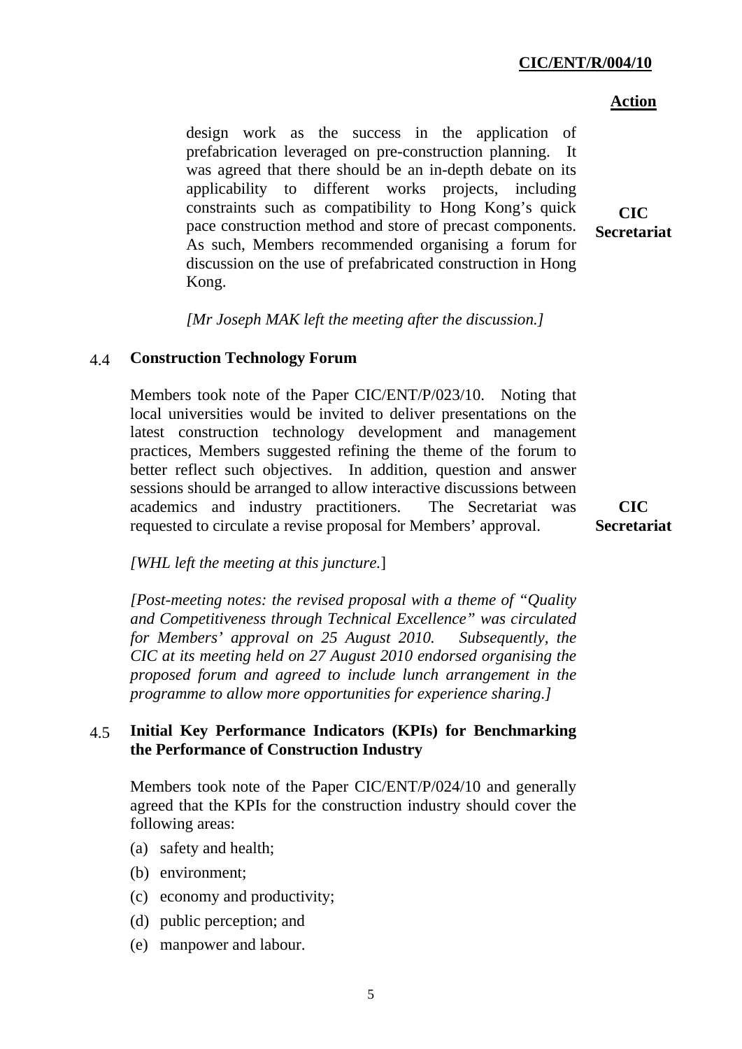**Action**

design work as the success in the application of prefabrication leveraged on pre-construction planning. It was agreed that there should be an in-depth debate on its applicability to different works projects, including constraints such as compatibility to Hong Kong's quick pace construction method and store of precast components. As such, Members recommended organising a forum for discussion on the use of prefabricated construction in Hong Kong. **CIC Secretariat**

*[Mr Joseph MAK left the meeting after the discussion.]*

### 4.4 Construction Technology Forum

Members took note of the Paper CIC/ENT/P/023/10. Noting that local universities would be invited to deliver presentations on the latest construction technology development and management practices, Members suggested refining the theme of the forum to better reflect such objectives. In addition, question and answer sessions should be arranged to allow interactive discussions between academics and industry practitioners. The Secretariat was requested to circulate a revise proposal for Members' approval. **CIC Secretariat**

*[WHL left the meeting at this juncture.]*

*[Post-meeting notes: the revised proposal with a theme of "Quality and Competitiveness through Technical Excellence" was circulated for Members' approval on 25 August 2010. Subsequently, the CIC at its meeting held on 27 August 2010 endorsed organising the proposed forum and agreed to include lunch arrangement in the programme to allow more opportunities for experience sharing.]*

### 4.5 Initial Key Performance Indicators (KPIs) for Benchmarking the Performance of Construction Industry

Members took note of the Paper CIC/ENT/P/024/10 and generally agreed that the KPIs for the construction industry should cover the following areas:

(a) safety and health;

(b) environment;

(c) economy and productivity;

(d) public perception; and

(e) manpower and labour.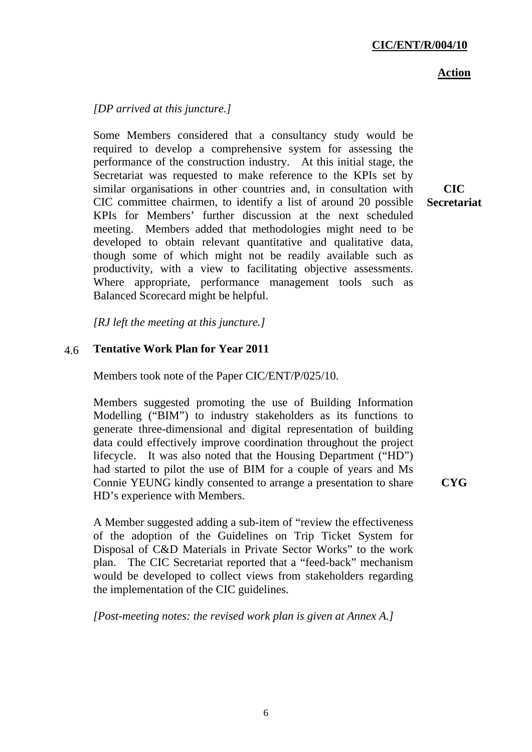**Action**

*[DP arrived at this juncture.]*

Some Members considered that a consultancy study would be required to develop a comprehensive system for assessing the performance of the construction industry. At this initial stage, the Secretariat was requested to make reference to the KPIs set by similar organisations in other countries and, in consultation with CIC committee chairmen, to identify a list of around 20 possible KPIs for Members' further discussion at the next scheduled meeting. Members added that methodologies might need to be developed to obtain relevant quantitative and qualitative data, though some of which might not be readily available such as productivity, with a view to facilitating objective assessments. Where appropriate, performance management tools such as Balanced Scorecard might be helpful. **CIC Secretariat**

*[RJ left the meeting at this juncture.]*

4.6 **Tentative Work Plan for Year 2011**

Members took note of the Paper CIC/ENT/P/025/10.

Members suggested promoting the use of Building Information Modelling ("BIM") to industry stakeholders as its functions to generate three-dimensional and digital representation of building data could effectively improve coordination throughout the project lifecycle. It was also noted that the Housing Department ("HD") had started to pilot the use of BIM for a couple of years and Ms Connie YEUNG kindly consented to arrange a presentation to share HD's experience with Members. **CYG**

A Member suggested adding a sub-item of "review the effectiveness of the adoption of the Guidelines on Trip Ticket System for Disposal of C&D Materials in Private Sector Works" to the work plan. The CIC Secretariat reported that a "feed-back" mechanism would be developed to collect views from stakeholders regarding the implementation of the CIC guidelines.

*[Post-meeting notes: the revised work plan is given at Annex A.]*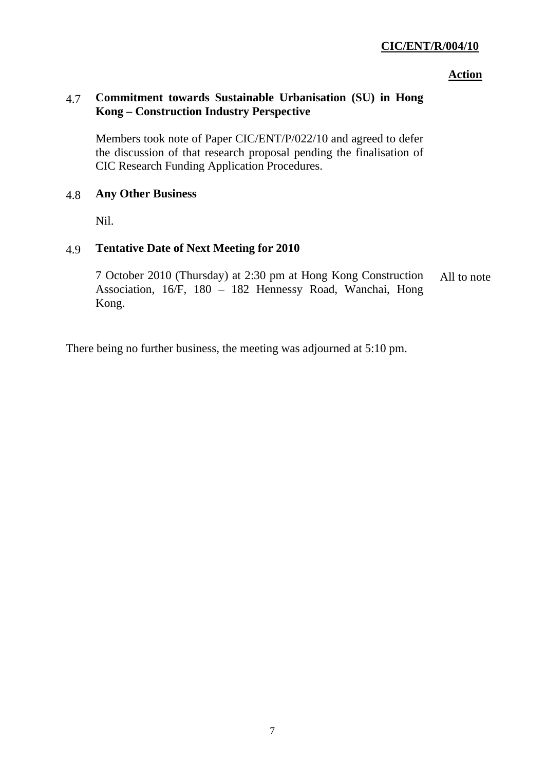**CIC/ENT/R/004/10**

**Action**

**4.7 Commitment towards Sustainable Urbanisation (SU) in Hong Kong – Construction Industry Perspective**

Members took note of Paper CIC/ENT/P/022/10 and agreed to defer the discussion of that research proposal pending the finalisation of CIC Research Funding Application Procedures.

**4.8 Any Other Business**

Nil.

**4.9 Tentative Date of Next Meeting for 2010**

7 October 2010 (Thursday) at 2:30 pm at Hong Kong Construction Association, 16/F, 180 – 182 Hennessy Road, Wanchai, Hong Kong. — All to note

There being no further business, the meeting was adjourned at 5:10 pm.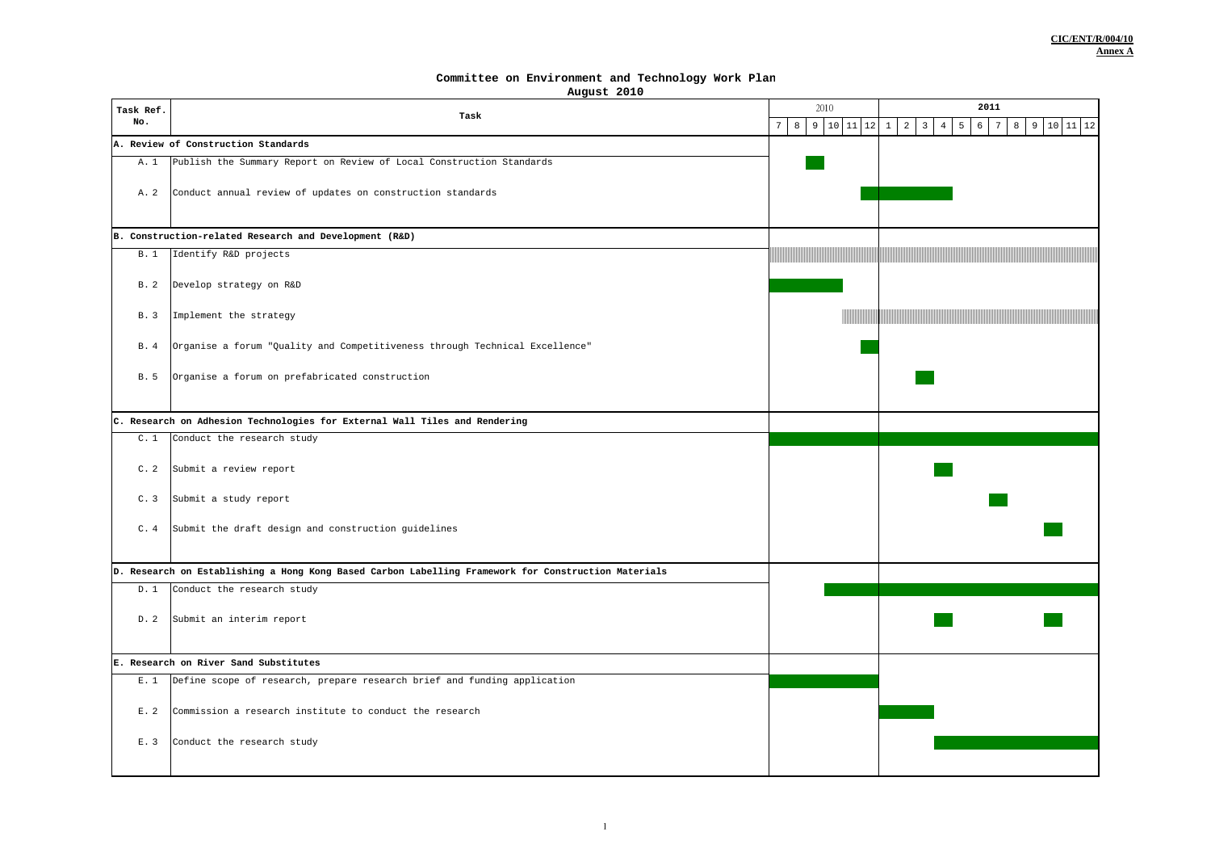**CIC/ENT/R/004/10**
**Annex A**

# Committee on Environment and Technology Work Plan

**August 2010**

(■ = scheduled period; ▨ = hatched/ongoing period)

| Task Ref. No. | Task | 2010 | | | | | | 2011 | | | | | | | | | | | |
|---|---|---|---|---|---|---|---|---|---|---|---|---|---|---|---|---|---|---|---|
| | | 7 | 8 | 9 | 10 | 11 | 12 | 1 | 2 | 3 | 4 | 5 | 6 | 7 | 8 | 9 | 10 | 11 | 12 |
| **A. Review of Construction Standards** | | | | | | | | | | | | | | | | | | | |
| A. 1 | Publish the Summary Report on Review of Local Construction Standards | | | ■ | | | | | | | | | | | | | | | |
| A. 2 | Conduct annual review of updates on construction standards | | | | | | ■ | ■ | ■ | ■ | ■ | | | | | | | | |
| **B. Construction-related Research and Development (R&D)** | | | | | | | | | | | | | | | | | | | |
| B. 1 | Identify R&D projects | ▨ | ▨ | ▨ | ▨ | ▨ | ▨ | ▨ | ▨ | ▨ | ▨ | ▨ | ▨ | ▨ | ▨ | ▨ | ▨ | ▨ | ▨ |
| B. 2 | Develop strategy on R&D | ■ | ■ | ■ | ■ | | | | | | | | | | | | | | |
| B. 3 | Implement the strategy | | | | | ▨ | ▨ | ▨ | ▨ | ▨ | ▨ | ▨ | ▨ | ▨ | ▨ | ▨ | ▨ | ▨ | ▨ |
| B. 4 | Organise a forum "Quality and Competitiveness through Technical Excellence" | | | | | | ■ | | | | | | | | | | | | |
| B. 5 | Organise a forum on prefabricated construction | | | | | | | | | ■ | | | | | | | | | |
| **C. Research on Adhesion Technologies for External Wall Tiles and Rendering** | | | | | | | | | | | | | | | | | | | |
| C. 1 | Conduct the research study | ■ | ■ | ■ | ■ | ■ | ■ | ■ | ■ | ■ | ■ | ■ | ■ | ■ | ■ | ■ | ■ | ■ | ■ |
| C. 2 | Submit a review report | | | | | | | | | | ■ | | | | | | | | |
| C. 3 | Submit a study report | | | | | | | | | | | | | ■ | | | | | |
| C. 4 | Submit the draft design and construction guidelines | | | | | | | | | | | | | | | | ■ | | |
| **D. Research on Establishing a Hong Kong Based Carbon Labelling Framework for Construction Materials** | | | | | | | | | | | | | | | | | | | |
| D. 1 | Conduct the research study | | | | ■ | ■ | ■ | ■ | ■ | ■ | ■ | ■ | ■ | ■ | ■ | ■ | ■ | ■ | ■ |
| D. 2 | Submit an interim report | | | | | | | | | | ■ | | | | | | ■ | | |
| **E. Research on River Sand Substitutes** | | | | | | | | | | | | | | | | | | | |
| E. 1 | Define scope of research, prepare research brief and funding application | ■ | ■ | ■ | ■ | ■ | ■ | | | | | | | | | | | | |
| E. 2 | Commission a research institute to conduct the research | | | | | | | ■ | ■ | ■ | | | | | | | | | |
| E. 3 | Conduct the research study | | | | | | | | | | ■ | ■ | ■ | ■ | ■ | ■ | ■ | ■ | ■ |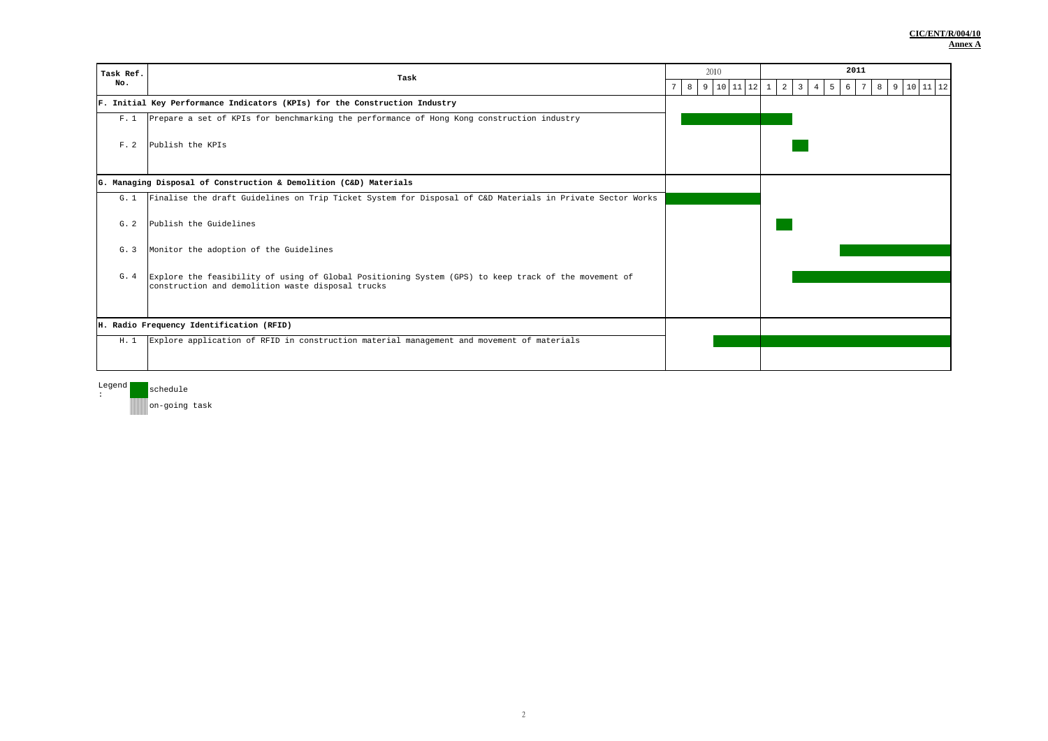**CIC/ENT/R/004/10**
**Annex A**

| Task Ref. No. | Task | 2010 | | | | | | 2011 | | | | | | | | | | | |
|---|---|---|---|---|---|---|---|---|---|---|---|---|---|---|---|---|---|---|---|
| | | 7 | 8 | 9 | 10 | 11 | 12 | 1 | 2 | 3 | 4 | 5 | 6 | 7 | 8 | 9 | 10 | 11 | 12 |
| **F. Initial Key Performance Indicators (KPIs) for the Construction Industry** | | | | | | | | | | | | | | | | | | | |
| F. 1 | Prepare a set of KPIs for benchmarking the performance of Hong Kong construction industry | | ■ | ■ | ■ | ■ | ■ | ■ | ■ | | | | | | | | | | |
| F. 2 | Publish the KPIs | | | | | | | | | ■ | | | | | | | | | |
| **G. Managing Disposal of Construction & Demolition (C&D) Materials** | | | | | | | | | | | | | | | | | | | |
| G. 1 | Finalise the draft Guidelines on Trip Ticket System for Disposal of C&D Materials in Private Sector Works | ■ | ■ | ■ | ■ | ■ | ■ | | | | | | | | | | | | |
| G. 2 | Publish the Guidelines | | | | | | | | ■ | | | | | | | | | | |
| G. 3 | Monitor the adoption of the Guidelines | | | | | | | | | | | | ■ | ■ | ■ | ■ | ■ | ■ | ■ |
| G. 4 | Explore the feasibility of using of Global Positioning System (GPS) to keep track of the movement of construction and demolition waste disposal trucks | | | | | | | | | ■ | ■ | ■ | ■ | ■ | ■ | ■ | ■ | ■ | ■ |
| **H. Radio Frequency Identification (RFID)** | | | | | | | | | | | | | | | | | | | |
| H. 1 | Explore application of RFID in construction material management and movement of materials | | | | ■ | ■ | ■ | ■ | ■ | ■ | ■ | ■ | ■ | ■ | ■ | ■ | ■ | ■ | ■ |

Legend:
■ schedule
on-going task